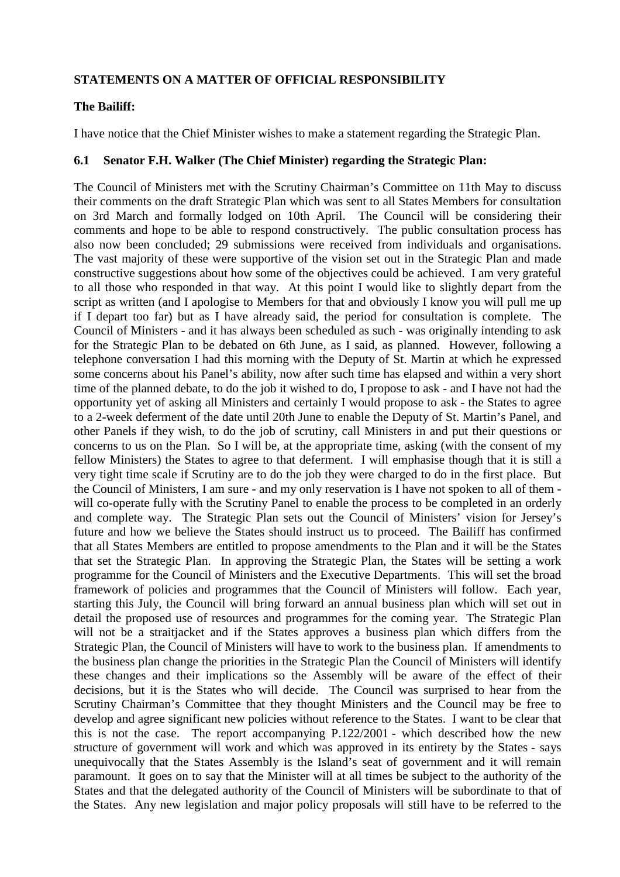**STATEMENTS ON A MATTER OF OFFICIAL RESPONSIBILITY**

**The Bailiff:**

I have notice that the Chief Minister wishes to make a statement regarding the Strategic Plan.

**6.1 Senator F.H. Walker (The Chief Minister) regarding the Strategic Plan:**

The Council of Ministers met with the Scrutiny Chairman's Committee on 11th May to discuss their comments on the draft Strategic Plan which was sent to all States Members for consultation on 3rd March and formally lodged on 10th April. The Council will be considering their comments and hope to be able to respond constructively. The public consultation process has also now been concluded; 29 submissions were received from individuals and organisations. The vast majority of these were supportive of the vision set out in the Strategic Plan and made constructive suggestions about how some of the objectives could be achieved. I am very grateful to all those who responded in that way. At this point I would like to slightly depart from the script as written (and I apologise to Members for that and obviously I know you will pull me up if I depart too far) but as I have already said, the period for consultation is complete. The Council of Ministers - and it has always been scheduled as such - was originally intending to ask for the Strategic Plan to be debated on 6th June, as I said, as planned. However, following a telephone conversation I had this morning with the Deputy of St. Martin at which he expressed some concerns about his Panel's ability, now after such time has elapsed and within a very short time of the planned debate, to do the job it wished to do, I propose to ask - and I have not had the opportunity yet of asking all Ministers and certainly I would propose to ask - the States to agree to a 2-week deferment of the date until 20th June to enable the Deputy of St. Martin's Panel, and other Panels if they wish, to do the job of scrutiny, call Ministers in and put their questions or concerns to us on the Plan. So I will be, at the appropriate time, asking (with the consent of my fellow Ministers) the States to agree to that deferment. I will emphasise though that it is still a very tight time scale if Scrutiny are to do the job they were charged to do in the first place. But the Council of Ministers, I am sure - and my only reservation is I have not spoken to all of them - will co-operate fully with the Scrutiny Panel to enable the process to be completed in an orderly and complete way. The Strategic Plan sets out the Council of Ministers' vision for Jersey's future and how we believe the States should instruct us to proceed. The Bailiff has confirmed that all States Members are entitled to propose amendments to the Plan and it will be the States that set the Strategic Plan. In approving the Strategic Plan, the States will be setting a work programme for the Council of Ministers and the Executive Departments. This will set the broad framework of policies and programmes that the Council of Ministers will follow. Each year, starting this July, the Council will bring forward an annual business plan which will set out in detail the proposed use of resources and programmes for the coming year. The Strategic Plan will not be a straitjacket and if the States approves a business plan which differs from the Strategic Plan, the Council of Ministers will have to work to the business plan. If amendments to the business plan change the priorities in the Strategic Plan the Council of Ministers will identify these changes and their implications so the Assembly will be aware of the effect of their decisions, but it is the States who will decide. The Council was surprised to hear from the Scrutiny Chairman's Committee that they thought Ministers and the Council may be free to develop and agree significant new policies without reference to the States. I want to be clear that this is not the case. The report accompanying P.122/2001 - which described how the new structure of government will work and which was approved in its entirety by the States - says unequivocally that the States Assembly is the Island's seat of government and it will remain paramount. It goes on to say that the Minister will at all times be subject to the authority of the States and that the delegated authority of the Council of Ministers will be subordinate to that of the States. Any new legislation and major policy proposals will still have to be referred to the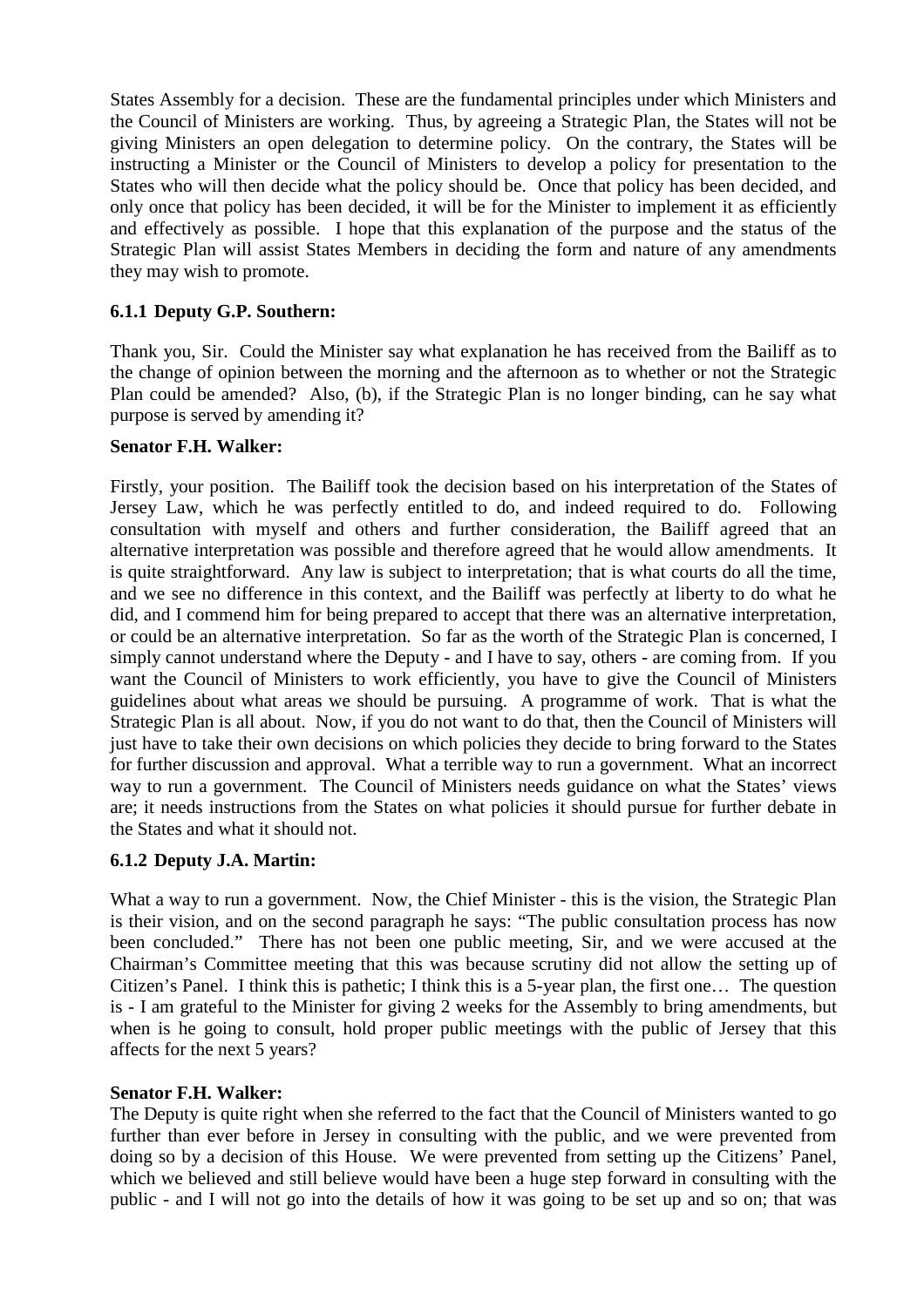States Assembly for a decision. These are the fundamental principles under which Ministers and the Council of Ministers are working. Thus, by agreeing a Strategic Plan, the States will not be giving Ministers an open delegation to determine policy. On the contrary, the States will be instructing a Minister or the Council of Ministers to develop a policy for presentation to the States who will then decide what the policy should be. Once that policy has been decided, and only once that policy has been decided, it will be for the Minister to implement it as efficiently and effectively as possible. I hope that this explanation of the purpose and the status of the Strategic Plan will assist States Members in deciding the form and nature of any amendments they may wish to promote.

### 6.1.1 Deputy G.P. Southern:

Thank you, Sir. Could the Minister say what explanation he has received from the Bailiff as to the change of opinion between the morning and the afternoon as to whether or not the Strategic Plan could be amended? Also, (b), if the Strategic Plan is no longer binding, can he say what purpose is served by amending it?

**Senator F.H. Walker:**

Firstly, your position. The Bailiff took the decision based on his interpretation of the States of Jersey Law, which he was perfectly entitled to do, and indeed required to do. Following consultation with myself and others and further consideration, the Bailiff agreed that an alternative interpretation was possible and therefore agreed that he would allow amendments. It is quite straightforward. Any law is subject to interpretation; that is what courts do all the time, and we see no difference in this context, and the Bailiff was perfectly at liberty to do what he did, and I commend him for being prepared to accept that there was an alternative interpretation, or could be an alternative interpretation. So far as the worth of the Strategic Plan is concerned, I simply cannot understand where the Deputy - and I have to say, others - are coming from. If you want the Council of Ministers to work efficiently, you have to give the Council of Ministers guidelines about what areas we should be pursuing. A programme of work. That is what the Strategic Plan is all about. Now, if you do not want to do that, then the Council of Ministers will just have to take their own decisions on which policies they decide to bring forward to the States for further discussion and approval. What a terrible way to run a government. What an incorrect way to run a government. The Council of Ministers needs guidance on what the States' views are; it needs instructions from the States on what policies it should pursue for further debate in the States and what it should not.

### 6.1.2 Deputy J.A. Martin:

What a way to run a government. Now, the Chief Minister - this is the vision, the Strategic Plan is their vision, and on the second paragraph he says: "The public consultation process has now been concluded." There has not been one public meeting, Sir, and we were accused at the Chairman's Committee meeting that this was because scrutiny did not allow the setting up of Citizen's Panel. I think this is pathetic; I think this is a 5-year plan, the first one… The question is - I am grateful to the Minister for giving 2 weeks for the Assembly to bring amendments, but when is he going to consult, hold proper public meetings with the public of Jersey that this affects for the next 5 years?

**Senator F.H. Walker:**

The Deputy is quite right when she referred to the fact that the Council of Ministers wanted to go further than ever before in Jersey in consulting with the public, and we were prevented from doing so by a decision of this House. We were prevented from setting up the Citizens' Panel, which we believed and still believe would have been a huge step forward in consulting with the public - and I will not go into the details of how it was going to be set up and so on; that was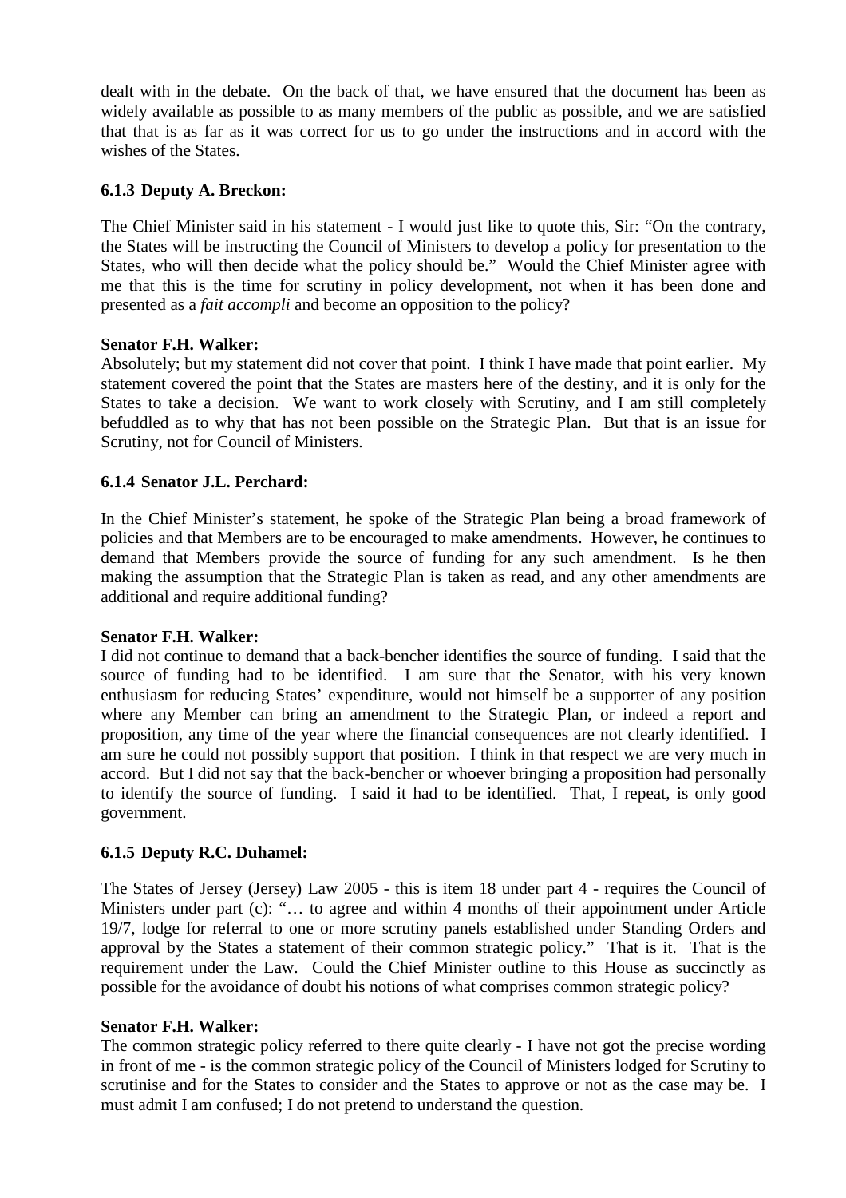dealt with in the debate. On the back of that, we have ensured that the document has been as widely available as possible to as many members of the public as possible, and we are satisfied that that is as far as it was correct for us to go under the instructions and in accord with the wishes of the States.

### 6.1.3 Deputy A. Breckon:

The Chief Minister said in his statement - I would just like to quote this, Sir: "On the contrary, the States will be instructing the Council of Ministers to develop a policy for presentation to the States, who will then decide what the policy should be." Would the Chief Minister agree with me that this is the time for scrutiny in policy development, not when it has been done and presented as a *fait accompli* and become an opposition to the policy?

**Senator F.H. Walker:**

Absolutely; but my statement did not cover that point. I think I have made that point earlier. My statement covered the point that the States are masters here of the destiny, and it is only for the States to take a decision. We want to work closely with Scrutiny, and I am still completely befuddled as to why that has not been possible on the Strategic Plan. But that is an issue for Scrutiny, not for Council of Ministers.

### 6.1.4 Senator J.L. Perchard:

In the Chief Minister's statement, he spoke of the Strategic Plan being a broad framework of policies and that Members are to be encouraged to make amendments. However, he continues to demand that Members provide the source of funding for any such amendment. Is he then making the assumption that the Strategic Plan is taken as read, and any other amendments are additional and require additional funding?

**Senator F.H. Walker:**

I did not continue to demand that a back-bencher identifies the source of funding. I said that the source of funding had to be identified. I am sure that the Senator, with his very known enthusiasm for reducing States' expenditure, would not himself be a supporter of any position where any Member can bring an amendment to the Strategic Plan, or indeed a report and proposition, any time of the year where the financial consequences are not clearly identified. I am sure he could not possibly support that position. I think in that respect we are very much in accord. But I did not say that the back-bencher or whoever bringing a proposition had personally to identify the source of funding. I said it had to be identified. That, I repeat, is only good government.

### 6.1.5 Deputy R.C. Duhamel:

The States of Jersey (Jersey) Law 2005 - this is item 18 under part 4 - requires the Council of Ministers under part (c): "… to agree and within 4 months of their appointment under Article 19/7, lodge for referral to one or more scrutiny panels established under Standing Orders and approval by the States a statement of their common strategic policy." That is it. That is the requirement under the Law. Could the Chief Minister outline to this House as succinctly as possible for the avoidance of doubt his notions of what comprises common strategic policy?

**Senator F.H. Walker:**

The common strategic policy referred to there quite clearly - I have not got the precise wording in front of me - is the common strategic policy of the Council of Ministers lodged for Scrutiny to scrutinise and for the States to consider and the States to approve or not as the case may be. I must admit I am confused; I do not pretend to understand the question.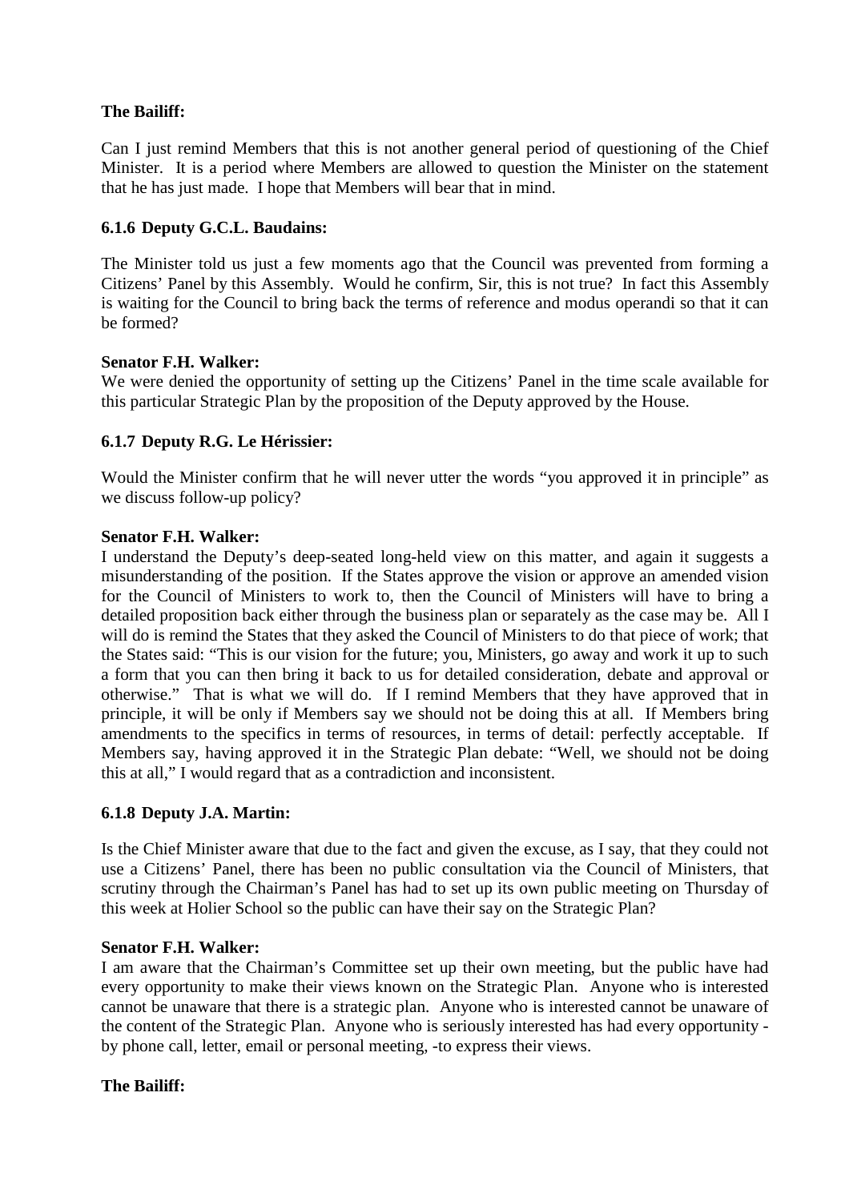**The Bailiff:**

Can I just remind Members that this is not another general period of questioning of the Chief Minister. It is a period where Members are allowed to question the Minister on the statement that he has just made. I hope that Members will bear that in mind.

### 6.1.6 Deputy G.C.L. Baudains:

The Minister told us just a few moments ago that the Council was prevented from forming a Citizens' Panel by this Assembly. Would he confirm, Sir, this is not true? In fact this Assembly is waiting for the Council to bring back the terms of reference and modus operandi so that it can be formed?

**Senator F.H. Walker:**

We were denied the opportunity of setting up the Citizens' Panel in the time scale available for this particular Strategic Plan by the proposition of the Deputy approved by the House.

### 6.1.7 Deputy R.G. Le Hérissier:

Would the Minister confirm that he will never utter the words "you approved it in principle" as we discuss follow-up policy?

**Senator F.H. Walker:**

I understand the Deputy's deep-seated long-held view on this matter, and again it suggests a misunderstanding of the position. If the States approve the vision or approve an amended vision for the Council of Ministers to work to, then the Council of Ministers will have to bring a detailed proposition back either through the business plan or separately as the case may be. All I will do is remind the States that they asked the Council of Ministers to do that piece of work; that the States said: "This is our vision for the future; you, Ministers, go away and work it up to such a form that you can then bring it back to us for detailed consideration, debate and approval or otherwise." That is what we will do. If I remind Members that they have approved that in principle, it will be only if Members say we should not be doing this at all. If Members bring amendments to the specifics in terms of resources, in terms of detail: perfectly acceptable. If Members say, having approved it in the Strategic Plan debate: "Well, we should not be doing this at all," I would regard that as a contradiction and inconsistent.

### 6.1.8 Deputy J.A. Martin:

Is the Chief Minister aware that due to the fact and given the excuse, as I say, that they could not use a Citizens' Panel, there has been no public consultation via the Council of Ministers, that scrutiny through the Chairman's Panel has had to set up its own public meeting on Thursday of this week at Holier School so the public can have their say on the Strategic Plan?

**Senator F.H. Walker:**

I am aware that the Chairman's Committee set up their own meeting, but the public have had every opportunity to make their views known on the Strategic Plan. Anyone who is interested cannot be unaware that there is a strategic plan. Anyone who is interested cannot be unaware of the content of the Strategic Plan. Anyone who is seriously interested has had every opportunity - by phone call, letter, email or personal meeting, -to express their views.

**The Bailiff:**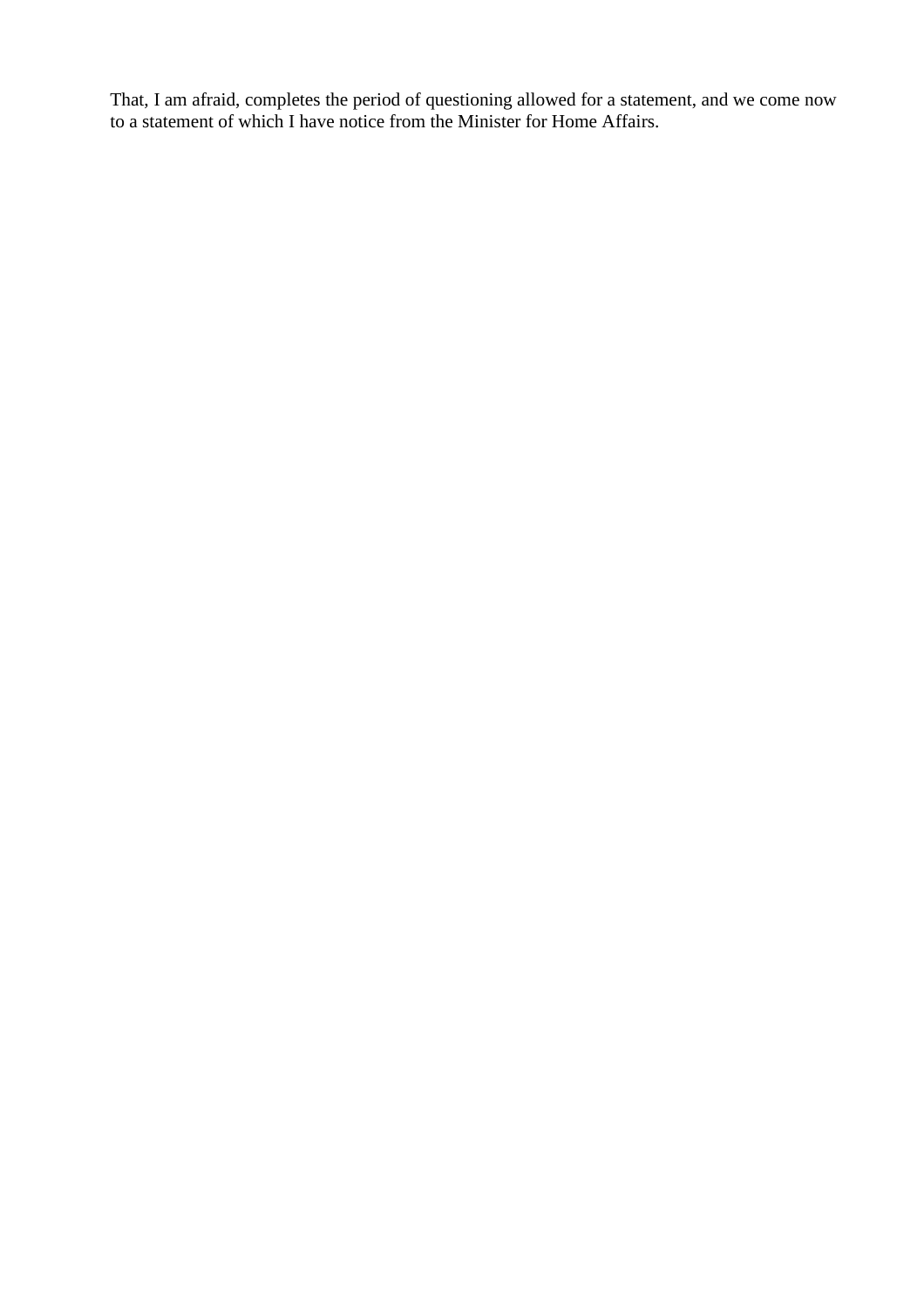That, I am afraid, completes the period of questioning allowed for a statement, and we come now to a statement of which I have notice from the Minister for Home Affairs.